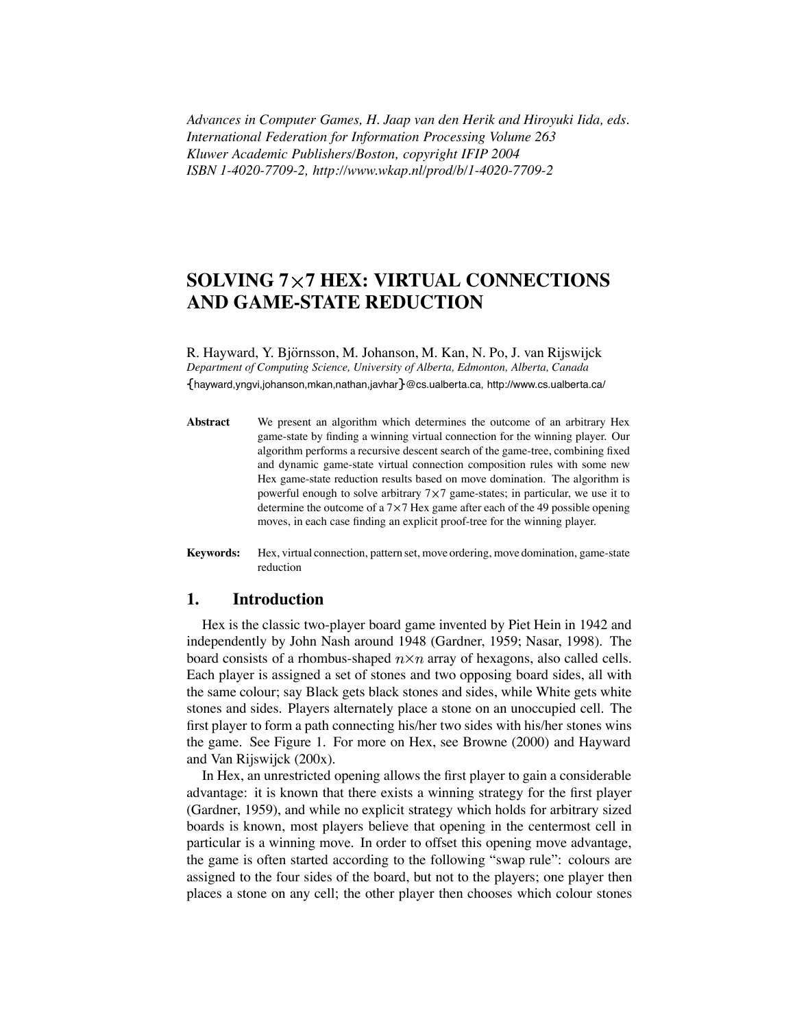*Advances in Computer Games, H. Jaap van den Herik and Hiroyuki Iida, eds.*
*International Federation for Information Processing Volume 263*
*Kluwer Academic Publishers/Boston, copyright IFIP 2004*
*ISBN 1-4020-7709-2, http://www.wkap.nl/prod/b/1-4020-7709-2*

# SOLVING 7×7 HEX: VIRTUAL CONNECTIONS AND GAME-STATE REDUCTION

R. Hayward, Y. Björnsson, M. Johanson, M. Kan, N. Po, J. van Rijswijck
*Department of Computing Science, University of Alberta, Edmonton, Alberta, Canada*
{hayward,yngvi,johanson,mkan,nathan,javhar}@cs.ualberta.ca, http://www.cs.ualberta.ca/

**Abstract** We present an algorithm which determines the outcome of an arbitrary Hex game-state by finding a winning virtual connection for the winning player. Our algorithm performs a recursive descent search of the game-tree, combining fixed and dynamic game-state virtual connection composition rules with some new Hex game-state reduction results based on move domination. The algorithm is powerful enough to solve arbitrary 7×7 game-states; in particular, we use it to determine the outcome of a 7×7 Hex game after each of the 49 possible opening moves, in each case finding an explicit proof-tree for the winning player.

**Keywords:** Hex, virtual connection, pattern set, move ordering, move domination, game-state reduction

## 1. Introduction

Hex is the classic two-player board game invented by Piet Hein in 1942 and independently by John Nash around 1948 (Gardner, 1959; Nasar, 1998). The board consists of a rhombus-shaped $n \times n$ array of hexagons, also called cells. Each player is assigned a set of stones and two opposing board sides, all with the same colour; say Black gets black stones and sides, while White gets white stones and sides. Players alternately place a stone on an unoccupied cell. The first player to form a path connecting his/her two sides with his/her stones wins the game. See Figure 1. For more on Hex, see Browne (2000) and Hayward and Van Rijswijck (200x).

In Hex, an unrestricted opening allows the first player to gain a considerable advantage: it is known that there exists a winning strategy for the first player (Gardner, 1959), and while no explicit strategy which holds for arbitrary sized boards is known, most players believe that opening in the centermost cell in particular is a winning move. In order to offset this opening move advantage, the game is often started according to the following "swap rule": colours are assigned to the four sides of the board, but not to the players; one player then places a stone on any cell; the other player then chooses which colour stones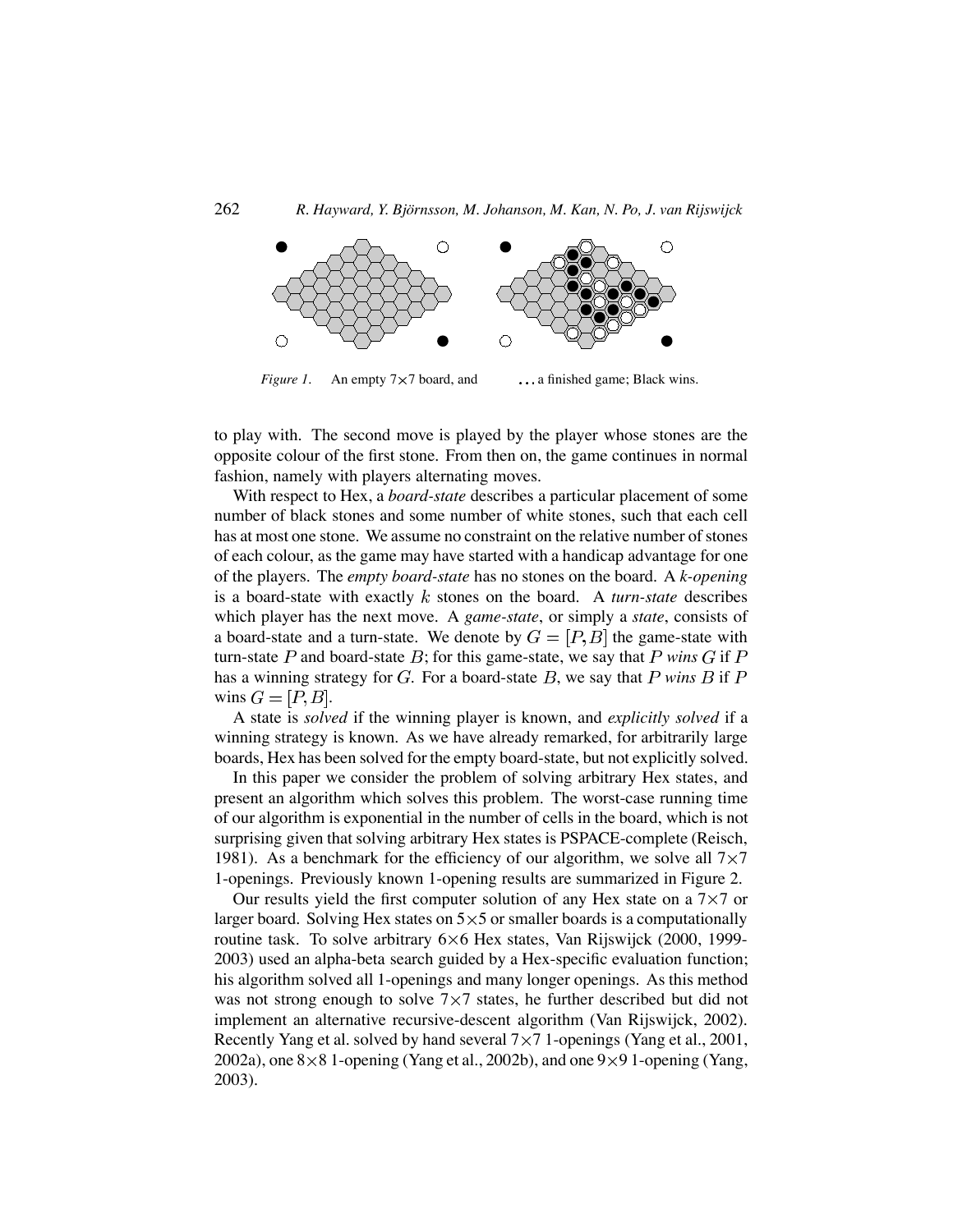*Figure 1.* An empty 7×7 board, and ... a finished game; Black wins.

to play with. The second move is played by the player whose stones are the opposite colour of the first stone. From then on, the game continues in normal fashion, namely with players alternating moves.

With respect to Hex, a *board-state* describes a particular placement of some number of black stones and some number of white stones, such that each cell has at most one stone. We assume no constraint on the relative number of stones of each colour, as the game may have started with a handicap advantage for one of the players. The *empty board-state* has no stones on the board. A *k-opening* is a board-state with exactly $k$ stones on the board. A *turn-state* describes which player has the next move. A *game-state*, or simply a *state*, consists of a board-state and a turn-state. We denote by $G = [P, B]$ the game-state with turn-state $P$ and board-state $B$; for this game-state, we say that $P$ *wins* $G$ if $P$ has a winning strategy for $G$. For a board-state $B$, we say that $P$ *wins* $B$ if $P$ wins $G = [P, B]$.

A state is *solved* if the winning player is known, and *explicitly solved* if a winning strategy is known. As we have already remarked, for arbitrarily large boards, Hex has been solved for the empty board-state, but not explicitly solved.

In this paper we consider the problem of solving arbitrary Hex states, and present an algorithm which solves this problem. The worst-case running time of our algorithm is exponential in the number of cells in the board, which is not surprising given that solving arbitrary Hex states is PSPACE-complete (Reisch, 1981). As a benchmark for the efficiency of our algorithm, we solve all 7×7 1-openings. Previously known 1-opening results are summarized in Figure 2.

Our results yield the first computer solution of any Hex state on a 7×7 or larger board. Solving Hex states on 5×5 or smaller boards is a computationally routine task. To solve arbitrary 6×6 Hex states, Van Rijswijck (2000, 1999-2003) used an alpha-beta search guided by a Hex-specific evaluation function; his algorithm solved all 1-openings and many longer openings. As this method was not strong enough to solve 7×7 states, he further described but did not implement an alternative recursive-descent algorithm (Van Rijswijck, 2002). Recently Yang et al. solved by hand several 7×7 1-openings (Yang et al., 2001, 2002a), one 8×8 1-opening (Yang et al., 2002b), and one 9×9 1-opening (Yang, 2003).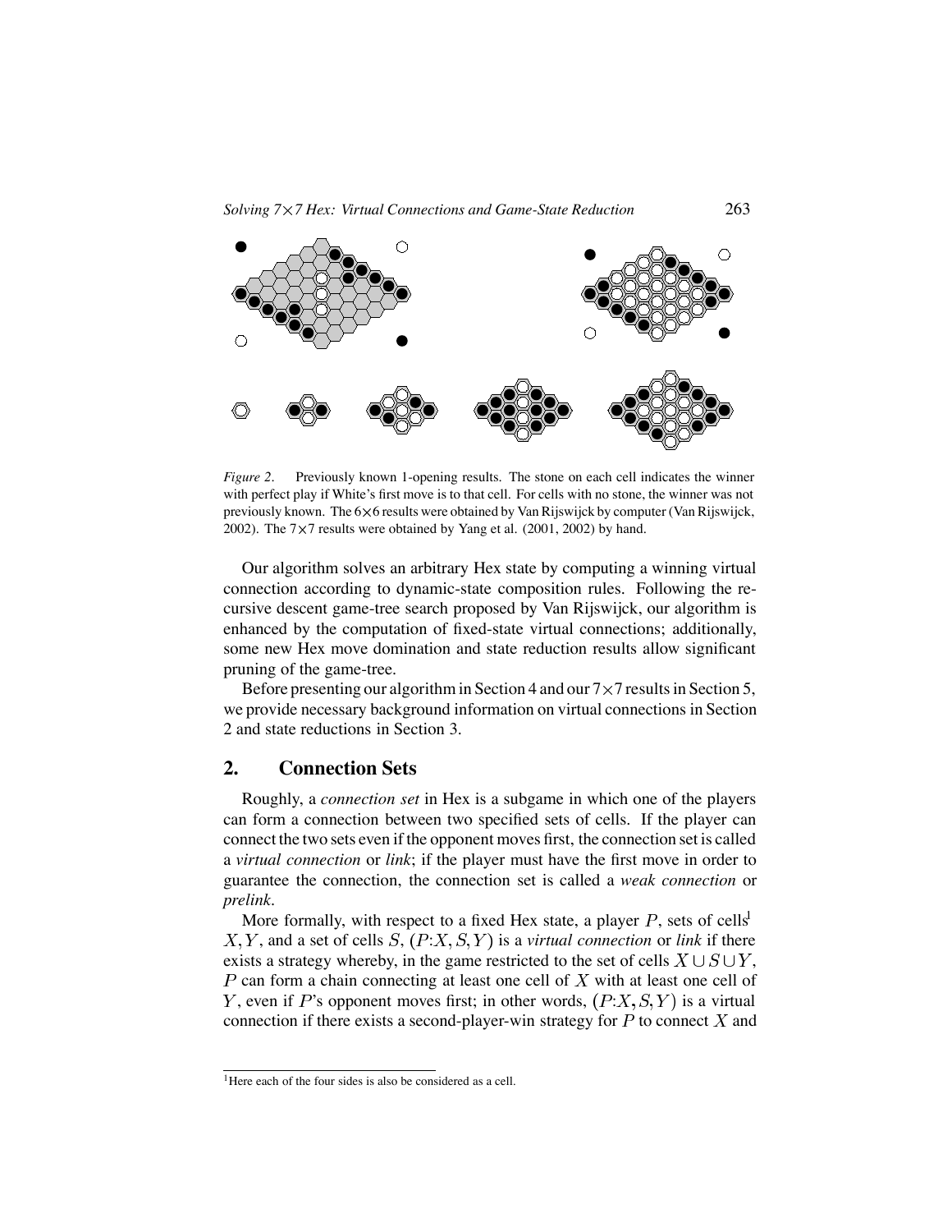*Figure 2*. Previously known 1-opening results. The stone on each cell indicates the winner with perfect play if White's first move is to that cell. For cells with no stone, the winner was not previously known. The 6×6 results were obtained by Van Rijswijck by computer (Van Rijswijck, 2002). The 7×7 results were obtained by Yang et al. (2001, 2002) by hand.

Our algorithm solves an arbitrary Hex state by computing a winning virtual connection according to dynamic-state composition rules. Following the recursive descent game-tree search proposed by Van Rijswijck, our algorithm is enhanced by the computation of fixed-state virtual connections; additionally, some new Hex move domination and state reduction results allow significant pruning of the game-tree.

Before presenting our algorithm in Section 4 and our 7×7 results in Section 5, we provide necessary background information on virtual connections in Section 2 and state reductions in Section 3.

## 2. Connection Sets

Roughly, a *connection set* in Hex is a subgame in which one of the players can form a connection between two specified sets of cells. If the player can connect the two sets even if the opponent moves first, the connection set is called a *virtual connection* or *link*; if the player must have the first move in order to guarantee the connection, the connection set is called a *weak connection* or *prelink*.

More formally, with respect to a fixed Hex state, a player $P$, sets of cells[1] $X, Y$, and a set of cells $S$, $(P{:}X, S, Y)$ is a *virtual connection* or *link* if there exists a strategy whereby, in the game restricted to the set of cells $X \cup S \cup Y$, $P$ can form a chain connecting at least one cell of $X$ with at least one cell of $Y$, even if $P$'s opponent moves first; in other words, $(P{:}X, S, Y)$ is a virtual connection if there exists a second-player-win strategy for $P$ to connect $X$ and

[1] Here each of the four sides is also be considered as a cell.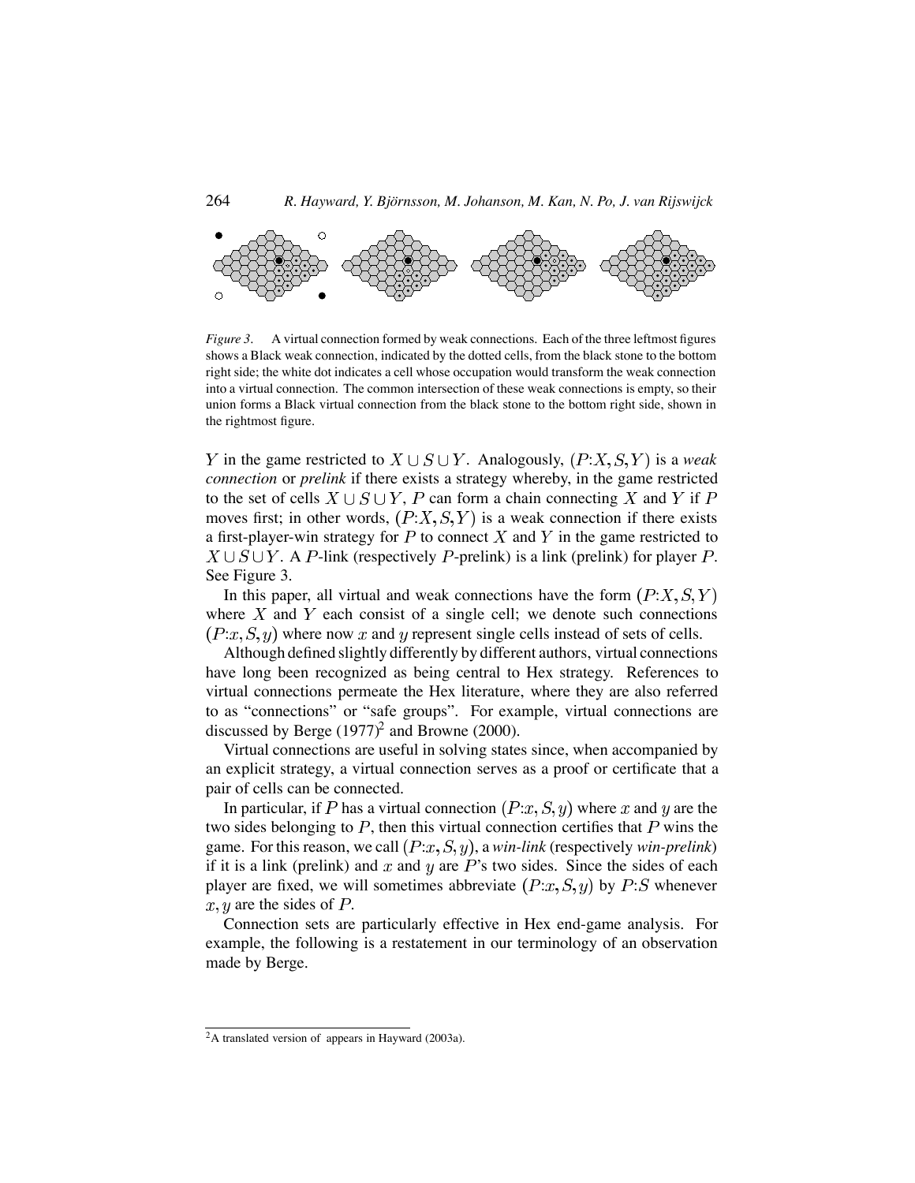*Figure 3.* A virtual connection formed by weak connections. Each of the three leftmost figures shows a Black weak connection, indicated by the dotted cells, from the black stone to the bottom right side; the white dot indicates a cell whose occupation would transform the weak connection into a virtual connection. The common intersection of these weak connections is empty, so their union forms a Black virtual connection from the black stone to the bottom right side, shown in the rightmost figure.

$Y$ in the game restricted to $X \cup S \cup Y$. Analogously, $(P{:}X, S, Y)$ is a *weak connection* or *prelink* if there exists a strategy whereby, in the game restricted to the set of cells $X \cup S \cup Y$, $P$ can form a chain connecting $X$ and $Y$ if $P$ moves first; in other words, $(P{:}X, S, Y)$ is a weak connection if there exists a first-player-win strategy for $P$ to connect $X$ and $Y$ in the game restricted to $X \cup S \cup Y$. A $P$-link (respectively $P$-prelink) is a link (prelink) for player $P$. See Figure 3.

In this paper, all virtual and weak connections have the form $(P{:}X, S, Y)$ where $X$ and $Y$ each consist of a single cell; we denote such connections $(P{:}x, S, y)$ where now $x$ and $y$ represent single cells instead of sets of cells.

Although defined slightly differently by different authors, virtual connections have long been recognized as being central to Hex strategy. References to virtual connections permeate the Hex literature, where they are also referred to as "connections" or "safe groups". For example, virtual connections are discussed by Berge (1977)[2] and Browne (2000).

Virtual connections are useful in solving states since, when accompanied by an explicit strategy, a virtual connection serves as a proof or certificate that a pair of cells can be connected.

In particular, if $P$ has a virtual connection $(P{:}x, S, y)$ where $x$ and $y$ are the two sides belonging to $P$, then this virtual connection certifies that $P$ wins the game. For this reason, we call $(P{:}x, S, y)$, a *win-link* (respectively *win-prelink*) if it is a link (prelink) and $x$ and $y$ are $P$'s two sides. Since the sides of each player are fixed, we will sometimes abbreviate $(P{:}x, S, y)$ by $P{:}S$ whenever $x, y$ are the sides of $P$.

Connection sets are particularly effective in Hex end-game analysis. For example, the following is a restatement in our terminology of an observation made by Berge.

---

[2] A translated version of appears in Hayward (2003a).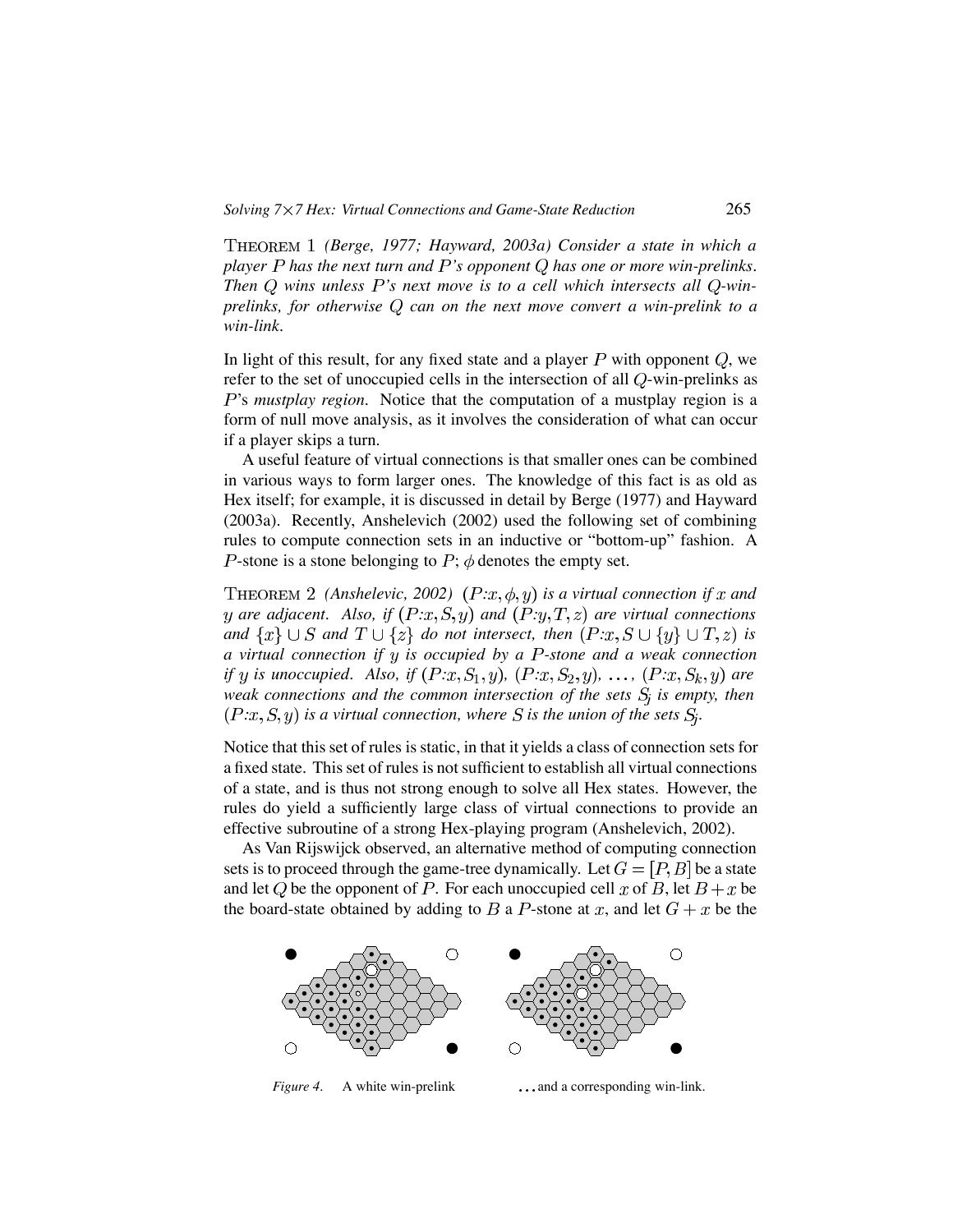THEOREM 1 *(Berge, 1977; Hayward, 2003a) Consider a state in which a player $P$ has the next turn and $P$'s opponent $Q$ has one or more win-prelinks. Then $Q$ wins unless $P$'s next move is to a cell which intersects all $Q$-win-prelinks, for otherwise $Q$ can on the next move convert a win-prelink to a win-link.*

In light of this result, for any fixed state and a player $P$ with opponent $Q$, we refer to the set of unoccupied cells in the intersection of all $Q$-win-prelinks as $P$'s *mustplay region*. Notice that the computation of a mustplay region is a form of null move analysis, as it involves the consideration of what can occur if a player skips a turn.

A useful feature of virtual connections is that smaller ones can be combined in various ways to form larger ones. The knowledge of this fact is as old as Hex itself; for example, it is discussed in detail by Berge (1977) and Hayward (2003a). Recently, Anshelevich (2002) used the following set of combining rules to compute connection sets in an inductive or "bottom-up" fashion. A $P$-stone is a stone belonging to $P$; $\phi$ denotes the empty set.

THEOREM 2 *(Anshelevic, 2002) $(P{:}x, \phi, y)$ is a virtual connection if $x$ and $y$ are adjacent. Also, if $(P{:}x, S, y)$ and $(P{:}y, T, z)$ are virtual connections and $\{x\} \cup S$ and $T \cup \{z\}$ do not intersect, then $(P{:}x, S \cup \{y\} \cup T, z)$ is a virtual connection if $y$ is occupied by a $P$-stone and a weak connection if $y$ is unoccupied. Also, if $(P{:}x, S_1, y)$, $(P{:}x, S_2, y)$, $\ldots$, $(P{:}x, S_k, y)$ are weak connections and the common intersection of the sets $S_j$ is empty, then $(P{:}x, S, y)$ is a virtual connection, where $S$ is the union of the sets $S_j$.*

Notice that this set of rules is static, in that it yields a class of connection sets for a fixed state. This set of rules is not sufficient to establish all virtual connections of a state, and is thus not strong enough to solve all Hex states. However, the rules do yield a sufficiently large class of virtual connections to provide an effective subroutine of a strong Hex-playing program (Anshelevich, 2002).

As Van Rijswijck observed, an alternative method of computing connection sets is to proceed through the game-tree dynamically. Let $G = [P, B]$ be a state and let $Q$ be the opponent of $P$. For each unoccupied cell $x$ of $B$, let $B + x$ be the board-state obtained by adding to $B$ a $P$-stone at $x$, and let $G + x$ be the

*Figure 4.* A white win-prelink … and a corresponding win-link.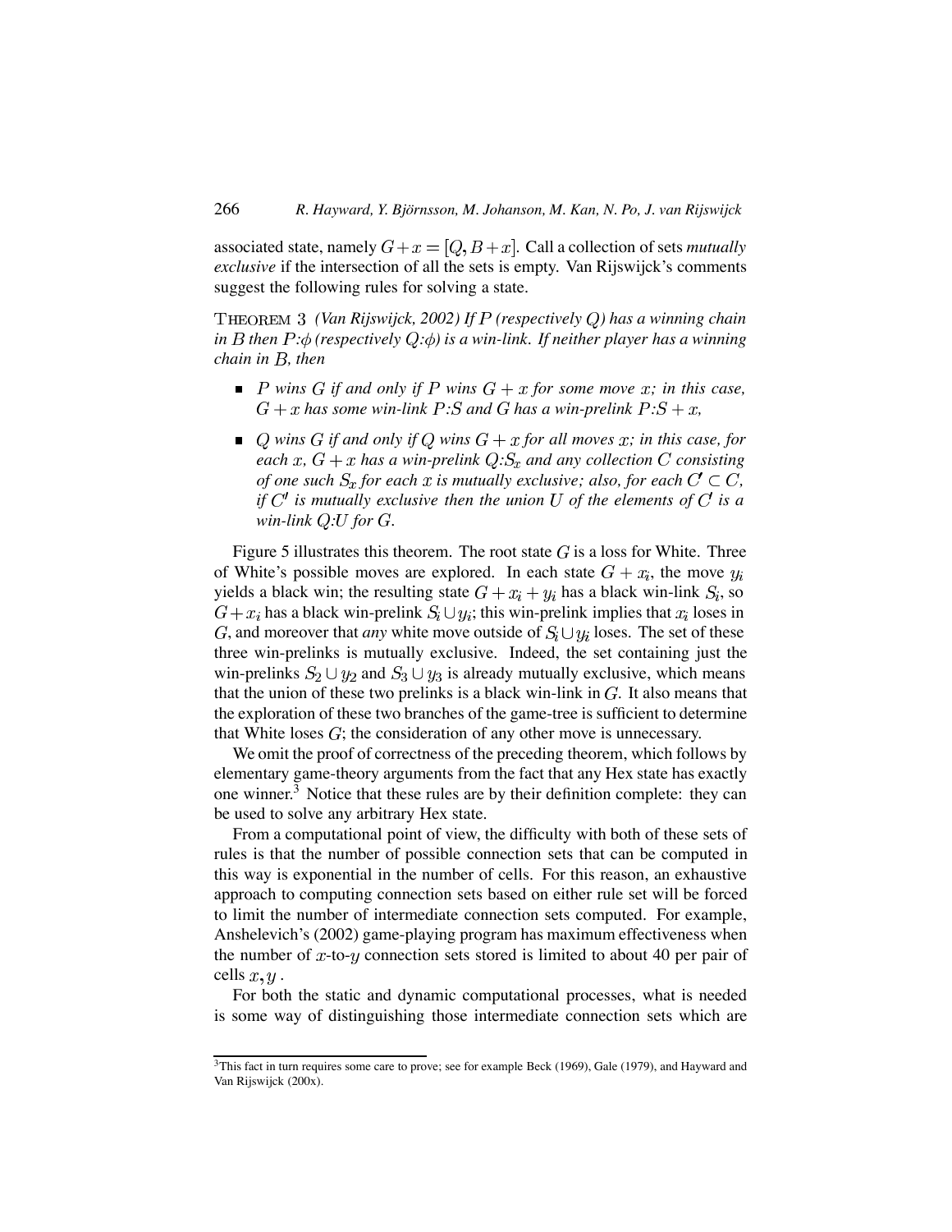associated state, namely $G + x = [Q, B + x]$. Call a collection of sets *mutually exclusive* if the intersection of all the sets is empty. Van Rijswijck's comments suggest the following rules for solving a state.

THEOREM 3 *(Van Rijswijck, 2002) If $P$ (respectively $Q$) has a winning chain in $B$ then $P$:$\phi$ (respectively $Q$:$\phi$) is a win-link. If neither player has a winning chain in $B$, then*

- *$P$ wins $G$ if and only if $P$ wins $G + x$ for some move $x$; in this case, $G + x$ has some win-link $P$:$S$ and $G$ has a win-prelink $P$:$S + x$,*
- *$Q$ wins $G$ if and only if $Q$ wins $G + x$ for all moves $x$; in this case, for each $x$, $G + x$ has a win-prelink $Q$:$S_x$ and any collection $C$ consisting of one such $S_x$ for each $x$ is mutually exclusive; also, for each $C' \subset C$, if $C'$ is mutually exclusive then the union $U$ of the elements of $C'$ is a win-link $Q$:$U$ for $G$.*

Figure 5 illustrates this theorem. The root state $G$ is a loss for White. Three of White's possible moves are explored. In each state $G + x_i$, the move $y_i$ yields a black win; the resulting state $G + x_i + y_i$ has a black win-link $S_i$, so $G + x_i$ has a black win-prelink $S_i \cup y_i$; this win-prelink implies that $x_i$ loses in $G$, and moreover that *any* white move outside of $S_i \cup y_i$ loses. The set of these three win-prelinks is mutually exclusive. Indeed, the set containing just the win-prelinks $S_2 \cup y_2$ and $S_3 \cup y_3$ is already mutually exclusive, which means that the union of these two prelinks is a black win-link in $G$. It also means that the exploration of these two branches of the game-tree is sufficient to determine that White loses $G$; the consideration of any other move is unnecessary.

We omit the proof of correctness of the preceding theorem, which follows by elementary game-theory arguments from the fact that any Hex state has exactly one winner.[3] Notice that these rules are by their definition complete: they can be used to solve any arbitrary Hex state.

From a computational point of view, the difficulty with both of these sets of rules is that the number of possible connection sets that can be computed in this way is exponential in the number of cells. For this reason, an exhaustive approach to computing connection sets based on either rule set will be forced to limit the number of intermediate connection sets computed. For example, Anshelevich's (2002) game-playing program has maximum effectiveness when the number of $x$-to-$y$ connection sets stored is limited to about 40 per pair of cells $x, y$.

For both the static and dynamic computational processes, what is needed is some way of distinguishing those intermediate connection sets which are

[3] This fact in turn requires some care to prove; see for example Beck (1969), Gale (1979), and Hayward and Van Rijswijck (200x).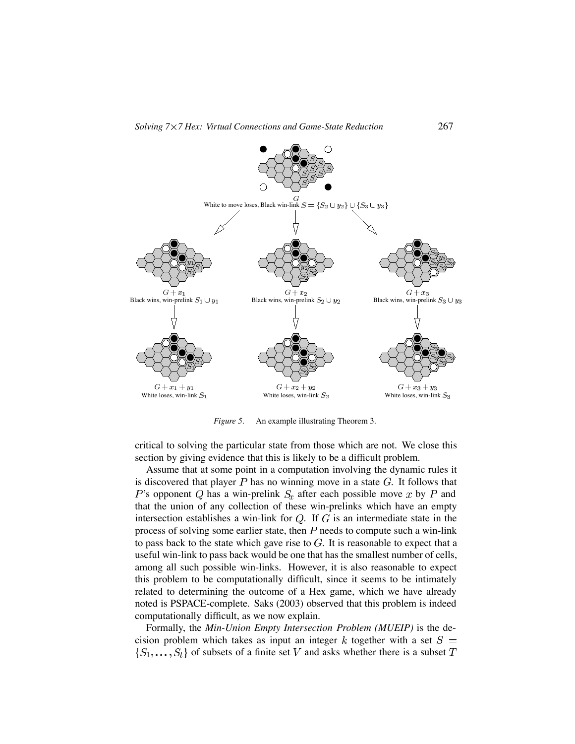*Figure 5.* An example illustrating Theorem 3.

critical to solving the particular state from those which are not. We close this section by giving evidence that this is likely to be a difficult problem.

Assume that at some point in a computation involving the dynamic rules it is discovered that player $P$ has no winning move in a state $G$. It follows that $P$'s opponent $Q$ has a win-prelink $S_x$ after each possible move $x$ by $P$ and that the union of any collection of these win-prelinks which have an empty intersection establishes a win-link for $Q$. If $G$ is an intermediate state in the process of solving some earlier state, then $P$ needs to compute such a win-link to pass back to the state which gave rise to $G$. It is reasonable to expect that a useful win-link to pass back would be one that has the smallest number of cells, among all such possible win-links. However, it is also reasonable to expect this problem to be computationally difficult, since it seems to be intimately related to determining the outcome of a Hex game, which we have already noted is PSPACE-complete. Saks (2003) observed that this problem is indeed computationally difficult, as we now explain.

Formally, the *Min-Union Empty Intersection Problem (MUEIP)* is the decision problem which takes as input an integer $k$ together with a set $S = \{S_1, \ldots, S_t\}$ of subsets of a finite set $V$ and asks whether there is a subset $T$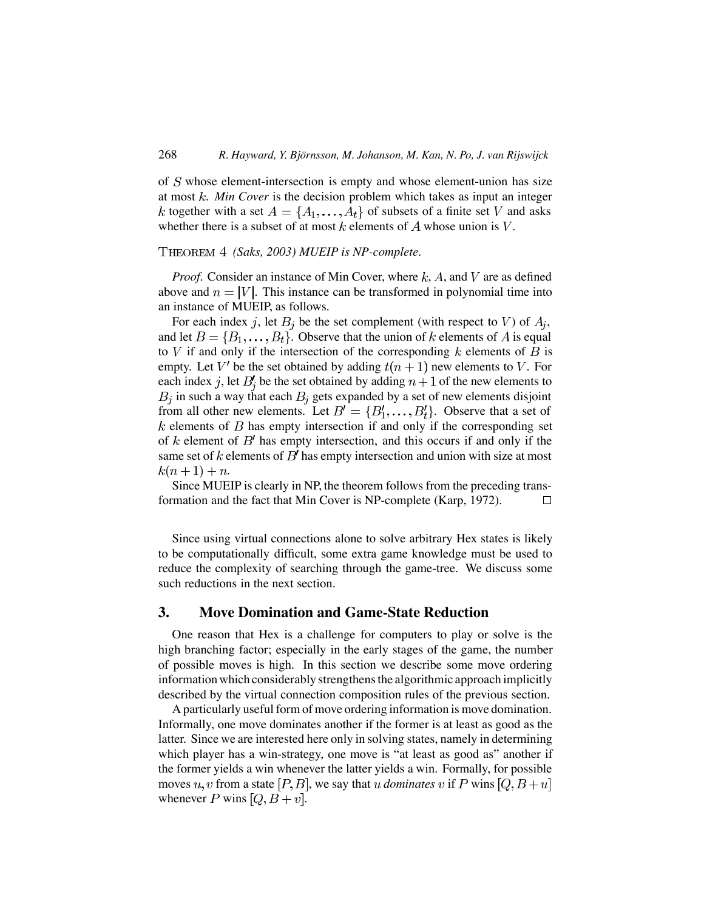of $S$ whose element-intersection is empty and whose element-union has size at most $k$. *Min Cover* is the decision problem which takes as input an integer $k$ together with a set $A = \{A_1, \ldots, A_t\}$ of subsets of a finite set $V$ and asks whether there is a subset of at most $k$ elements of $A$ whose union is $V$.

THEOREM 4 *(Saks, 2003) MUEIP is NP-complete.*

*Proof.* Consider an instance of Min Cover, where $k$, $A$, and $V$ are as defined above and $n = |V|$. This instance can be transformed in polynomial time into an instance of MUEIP, as follows.

For each index $j$, let $B_j$ be the set complement (with respect to $V$) of $A_j$, and let $B = \{B_1, \ldots, B_t\}$. Observe that the union of $k$ elements of $A$ is equal to $V$ if and only if the intersection of the corresponding $k$ elements of $B$ is empty. Let $V'$ be the set obtained by adding $t(n+1)$ new elements to $V$. For each index $j$, let $B'_j$ be the set obtained by adding $n+1$ of the new elements to $B_j$ in such a way that each $B_j$ gets expanded by a set of new elements disjoint from all other new elements. Let $B' = \{B'_1, \ldots, B'_t\}$. Observe that a set of $k$ elements of $B$ has empty intersection if and only if the corresponding set of $k$ element of $B'$ has empty intersection, and this occurs if and only if the same set of $k$ elements of $B'$ has empty intersection and union with size at most $k(n+1)+n$.

Since MUEIP is clearly in NP, the theorem follows from the preceding transformation and the fact that Min Cover is NP-complete (Karp, 1972). □

Since using virtual connections alone to solve arbitrary Hex states is likely to be computationally difficult, some extra game knowledge must be used to reduce the complexity of searching through the game-tree. We discuss some such reductions in the next section.

## 3. Move Domination and Game-State Reduction

One reason that Hex is a challenge for computers to play or solve is the high branching factor; especially in the early stages of the game, the number of possible moves is high. In this section we describe some move ordering information which considerably strengthens the algorithmic approach implicitly described by the virtual connection composition rules of the previous section.

A particularly useful form of move ordering information is move domination. Informally, one move dominates another if the former is at least as good as the latter. Since we are interested here only in solving states, namely in determining which player has a win-strategy, one move is "at least as good as" another if the former yields a win whenever the latter yields a win. Formally, for possible moves $u, v$ from a state $[P, B]$, we say that $u$ *dominates* $v$ if $P$ wins $[Q, B+u]$ whenever $P$ wins $[Q, B+v]$.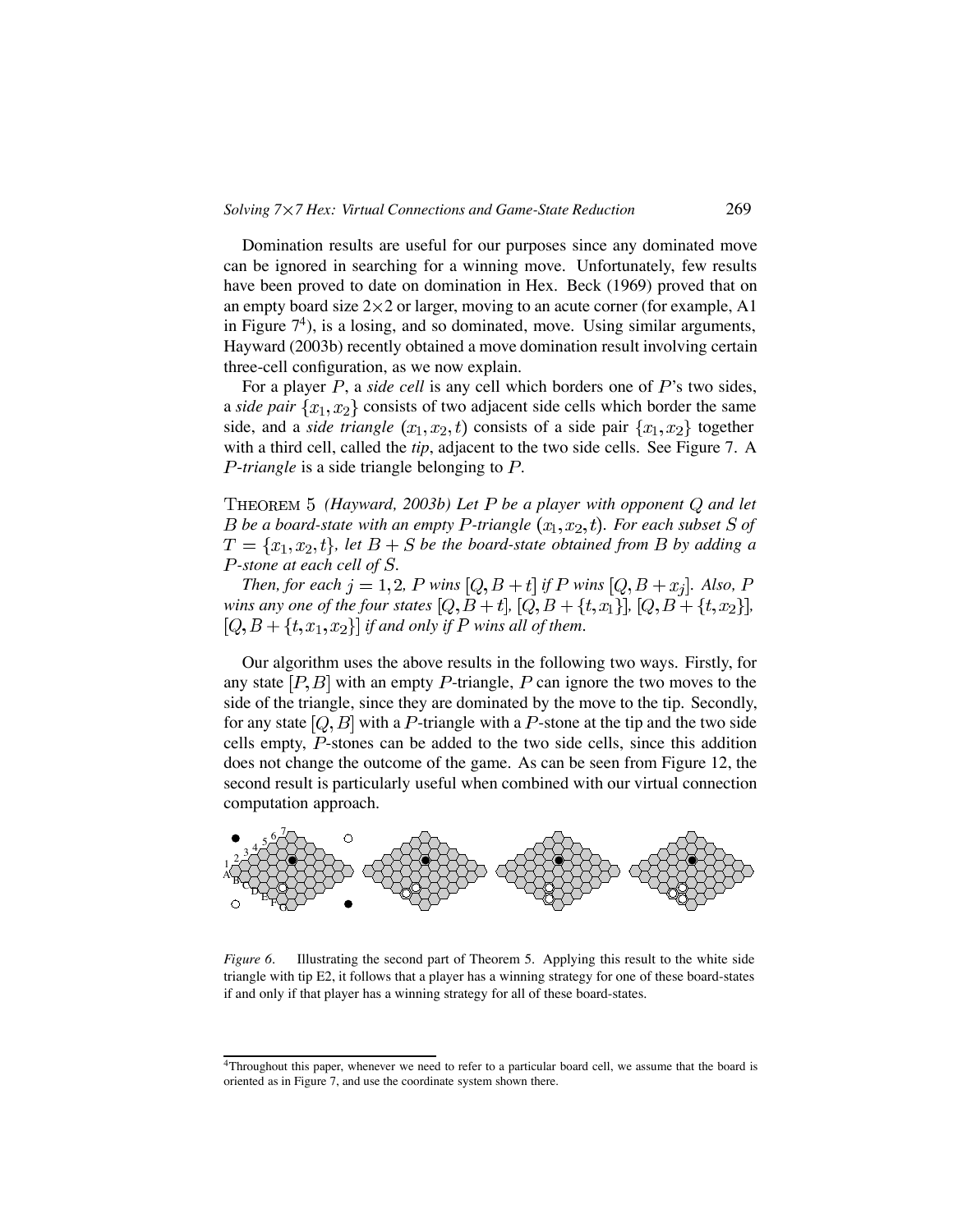Domination results are useful for our purposes since any dominated move can be ignored in searching for a winning move. Unfortunately, few results have been proved to date on domination in Hex. Beck (1969) proved that on an empty board size $2\times2$ or larger, moving to an acute corner (for example, A1 in Figure 7[4]), is a losing, and so dominated, move. Using similar arguments, Hayward (2003b) recently obtained a move domination result involving certain three-cell configuration, as we now explain.

For a player $P$, a *side cell* is any cell which borders one of $P$'s two sides, a *side pair* $\{x_1, x_2\}$ consists of two adjacent side cells which border the same side, and a *side triangle* $(x_1, x_2, t)$ consists of a side pair $\{x_1, x_2\}$ together with a third cell, called the *tip*, adjacent to the two side cells. See Figure 7. A *$P$-triangle* is a side triangle belonging to $P$.

THEOREM 5 *(Hayward, 2003b) Let $P$ be a player with opponent $Q$ and let $B$ be a board-state with an empty $P$-triangle $(x_1, x_2, t)$. For each subset $S$ of $T = \{x_1, x_2, t\}$, let $B + S$ be the board-state obtained from $B$ by adding a $P$-stone at each cell of $S$.*

*Then, for each $j = 1, 2$, $P$ wins $[Q, B + t]$ if $P$ wins $[Q, B + x_j]$. Also, $P$ wins any one of the four states $[Q, B + t]$, $[Q, B + \{t, x_1\}]$, $[Q, B + \{t, x_2\}]$, $[Q, B + \{t, x_1, x_2\}]$ if and only if $P$ wins all of them.*

Our algorithm uses the above results in the following two ways. Firstly, for any state $[P, B]$ with an empty $P$-triangle, $P$ can ignore the two moves to the side of the triangle, since they are dominated by the move to the tip. Secondly, for any state $[Q, B]$ with a $P$-triangle with a $P$-stone at the tip and the two side cells empty, $P$-stones can be added to the two side cells, since this addition does not change the outcome of the game. As can be seen from Figure 12, the second result is particularly useful when combined with our virtual connection computation approach.

*Figure 6.* Illustrating the second part of Theorem 5. Applying this result to the white side triangle with tip E2, it follows that a player has a winning strategy for one of these board-states if and only if that player has a winning strategy for all of these board-states.

[4] Throughout this paper, whenever we need to refer to a particular board cell, we assume that the board is oriented as in Figure 7, and use the coordinate system shown there.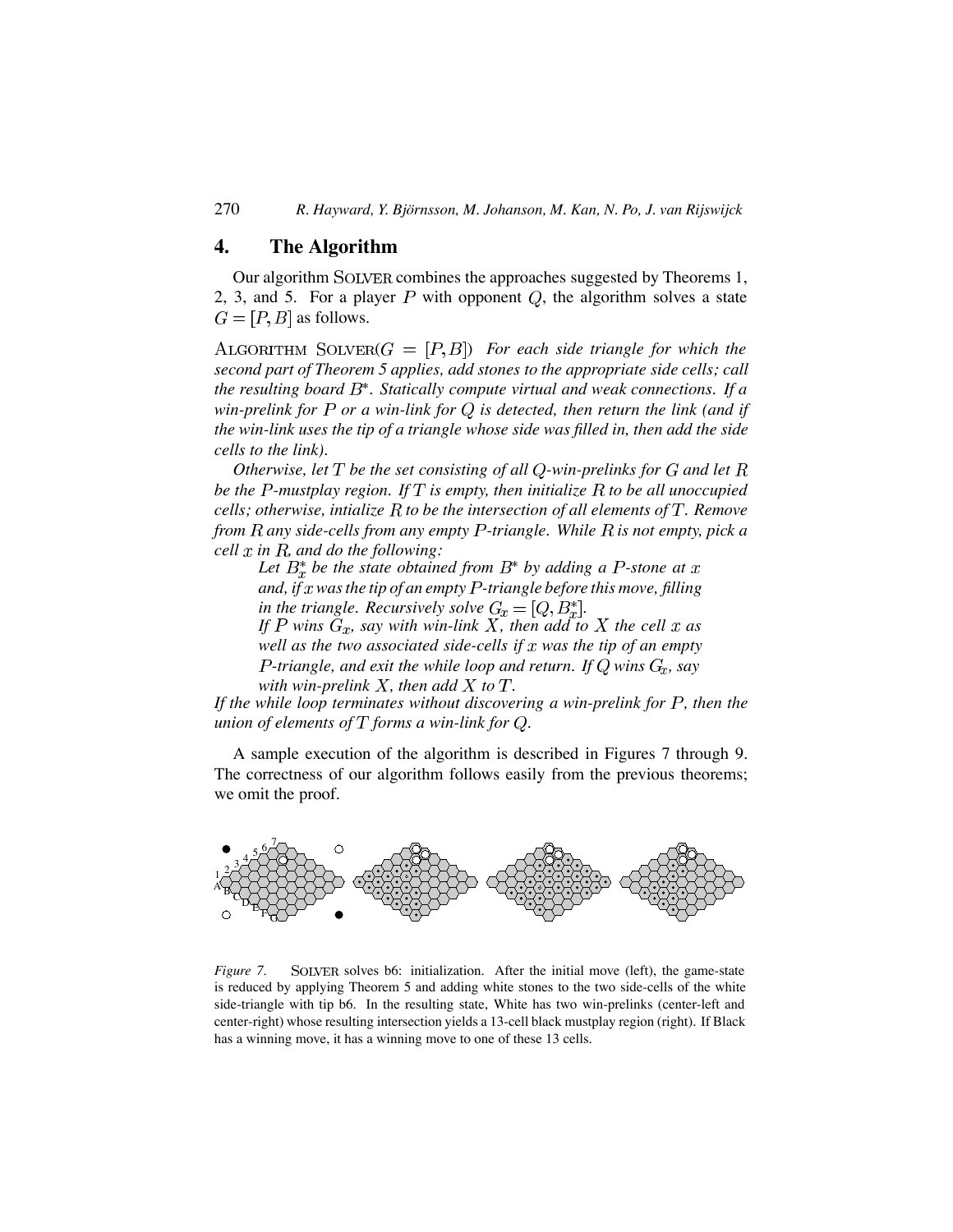## 4. The Algorithm

Our algorithm SOLVER combines the approaches suggested by Theorems 1, 2, 3, and 5. For a player $P$ with opponent $Q$, the algorithm solves a state $G = [P, B]$ as follows.

ALGORITHM SOLVER($G = [P, B]$) *For each side triangle for which the second part of Theorem 5 applies, add stones to the appropriate side cells; call the resulting board* $B^*$. *Statically compute virtual and weak connections. If a win-prelink for* $P$ *or a win-link for* $Q$ *is detected, then return the link (and if the win-link uses the tip of a triangle whose side was filled in, then add the side cells to the link).*

*Otherwise, let* $T$ *be the set consisting of all* $Q$*-win-prelinks for* $G$ *and let* $R$ *be the* $P$*-mustplay region. If* $T$ *is empty, then initialize* $R$ *to be all unoccupied cells; otherwise, intialize* $R$ *to be the intersection of all elements of* $T$*. Remove from* $R$ *any side-cells from any empty* $P$*-triangle. While* $R$ *is not empty, pick a cell* $x$ *in* $R$*, and do the following:*

> *Let* $B_x^*$ *be the state obtained from* $B^*$ *by adding a* $P$*-stone at* $x$ *and, if* $x$ *was the tip of an empty* $P$*-triangle before this move, filling in the triangle. Recursively solve* $G_x = [Q, B_x^*]$.
>
> *If* $P$ *wins* $G_x$*, say with win-link* $X$*, then add to* $X$ *the cell* $x$ *as well as the two associated side-cells if* $x$ *was the tip of an empty* $P$*-triangle, and exit the while loop and return. If* $Q$ *wins* $G_x$*, say with win-prelink* $X$*, then add* $X$ *to* $T$*.*

*If the while loop terminates without discovering a win-prelink for* $P$*, then the union of elements of* $T$ *forms a win-link for* $Q$*.*

A sample execution of the algorithm is described in Figures 7 through 9. The correctness of our algorithm follows easily from the previous theorems; we omit the proof.

*Figure 7.* SOLVER solves b6: initialization. After the initial move (left), the game-state is reduced by applying Theorem 5 and adding white stones to the two side-cells of the white side-triangle with tip b6. In the resulting state, White has two win-prelinks (center-left and center-right) whose resulting intersection yields a 13-cell black mustplay region (right). If Black has a winning move, it has a winning move to one of these 13 cells.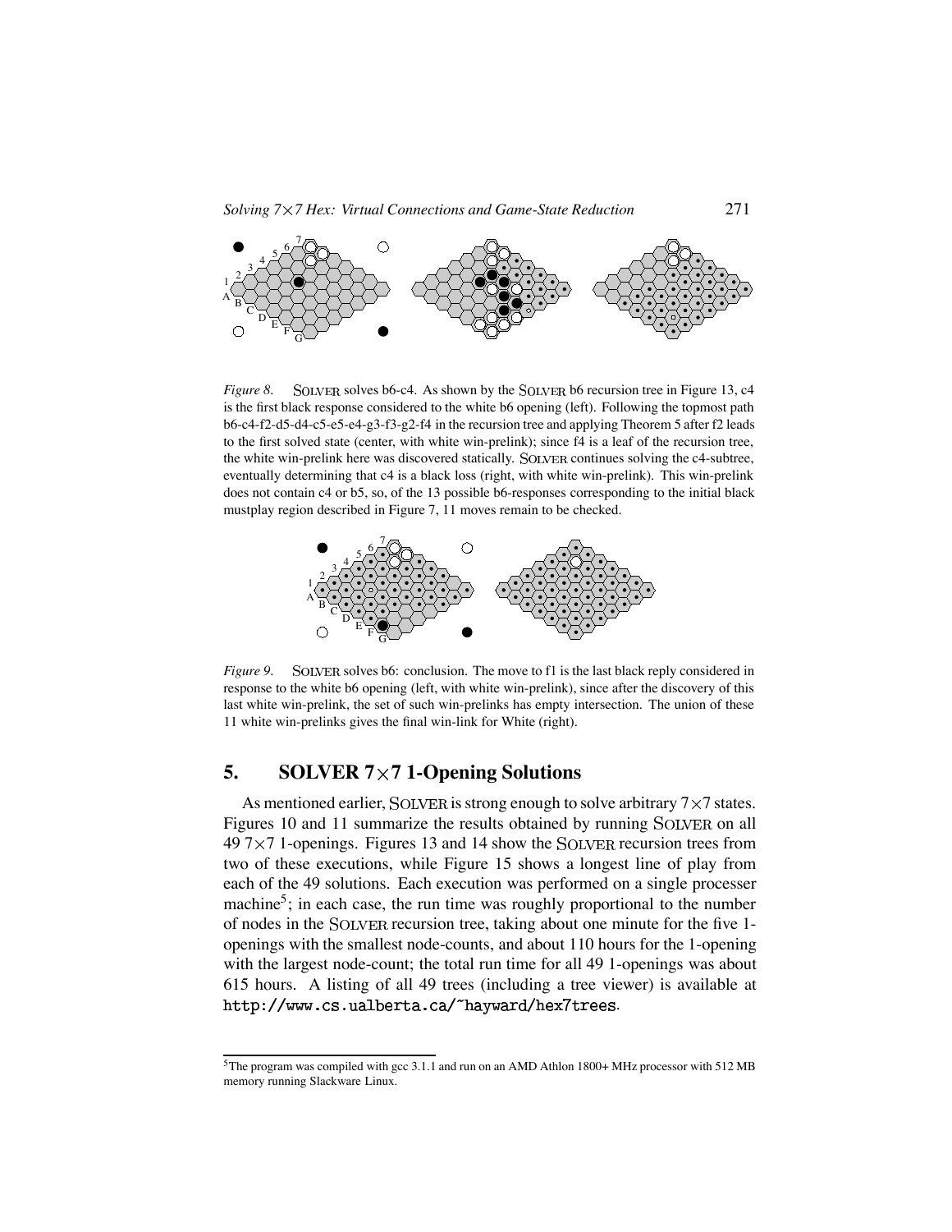*Figure 8.* SOLVER solves b6-c4. As shown by the SOLVER b6 recursion tree in Figure 13, c4 is the first black response considered to the white b6 opening (left). Following the topmost path b6-c4-f2-d5-d4-c5-e5-e4-g3-f3-g2-f4 in the recursion tree and applying Theorem 5 after f2 leads to the first solved state (center, with white win-prelink); since f4 is a leaf of the recursion tree, the white win-prelink here was discovered statically. SOLVER continues solving the c4-subtree, eventually determining that c4 is a black loss (right, with white win-prelink). This win-prelink does not contain c4 or b5, so, of the 13 possible b6-responses corresponding to the initial black mustplay region described in Figure 7, 11 moves remain to be checked.

*Figure 9.* SOLVER solves b6: conclusion. The move to f1 is the last black reply considered in response to the white b6 opening (left, with white win-prelink), since after the discovery of this last white win-prelink, the set of such win-prelinks has empty intersection. The union of these 11 white win-prelinks gives the final win-link for White (right).

## 5. SOLVER 7×7 1-Opening Solutions

As mentioned earlier, SOLVER is strong enough to solve arbitrary 7×7 states. Figures 10 and 11 summarize the results obtained by running SOLVER on all 49 7×7 1-openings. Figures 13 and 14 show the SOLVER recursion trees from two of these executions, while Figure 15 shows a longest line of play from each of the 49 solutions. Each execution was performed on a single processer machine[5]; in each case, the run time was roughly proportional to the number of nodes in the SOLVER recursion tree, taking about one minute for the five 1-openings with the smallest node-counts, and about 110 hours for the 1-opening with the largest node-count; the total run time for all 49 1-openings was about 615 hours. A listing of all 49 trees (including a tree viewer) is available at `http://www.cs.ualberta.ca/~hayward/hex7trees`.

[5] The program was compiled with gcc 3.1.1 and run on an AMD Athlon 1800+ MHz processor with 512 MB memory running Slackware Linux.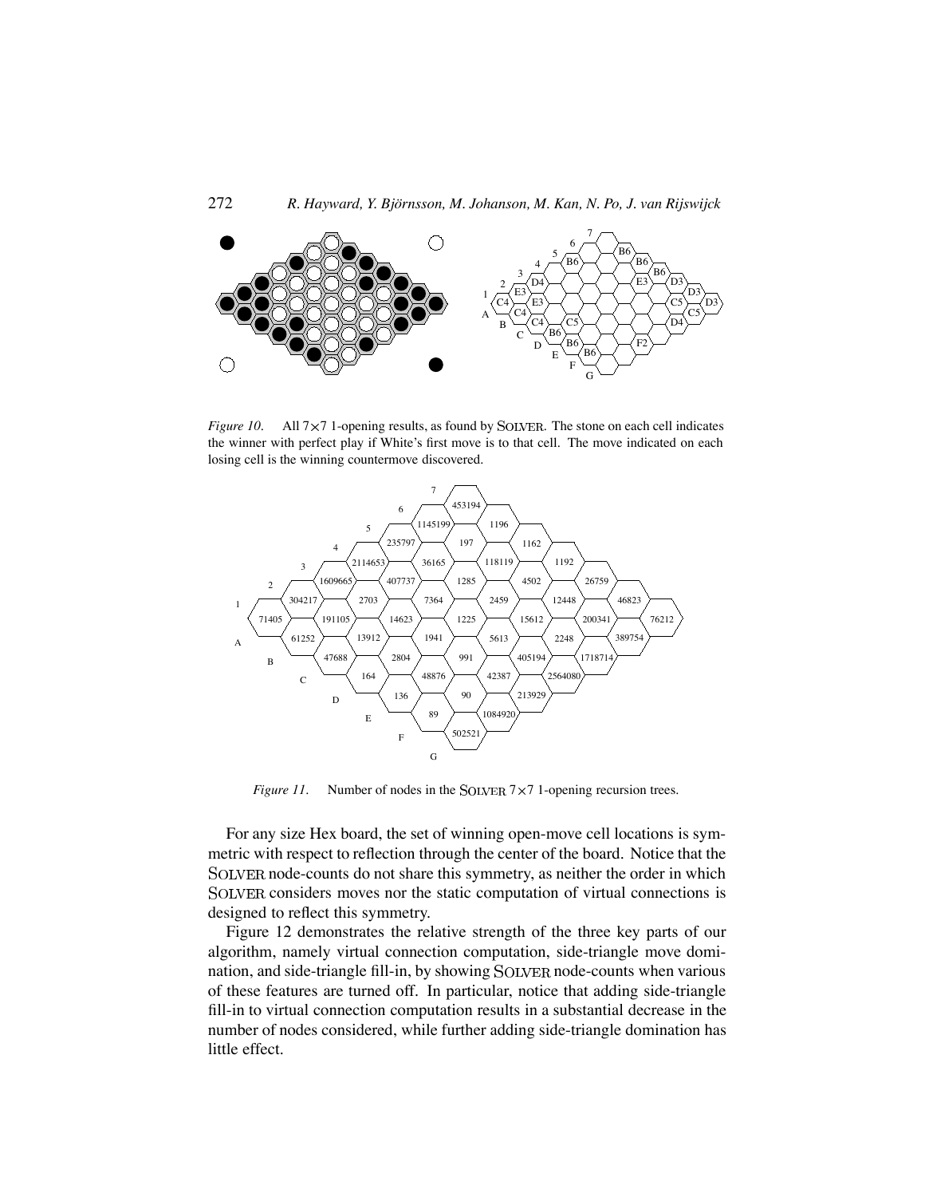*Figure 10.* All 7×7 1-opening results, as found by SOLVER. The stone on each cell indicates the winner with perfect play if White's first move is to that cell. The move indicated on each losing cell is the winning countermove discovered.

*Figure 11.* Number of nodes in the SOLVER 7×7 1-opening recursion trees.

For any size Hex board, the set of winning open-move cell locations is symmetric with respect to reflection through the center of the board. Notice that the SOLVER node-counts do not share this symmetry, as neither the order in which SOLVER considers moves nor the static computation of virtual connections is designed to reflect this symmetry.

Figure 12 demonstrates the relative strength of the three key parts of our algorithm, namely virtual connection computation, side-triangle move domination, and side-triangle fill-in, by showing SOLVER node-counts when various of these features are turned off. In particular, notice that adding side-triangle fill-in to virtual connection computation results in a substantial decrease in the number of nodes considered, while further adding side-triangle domination has little effect.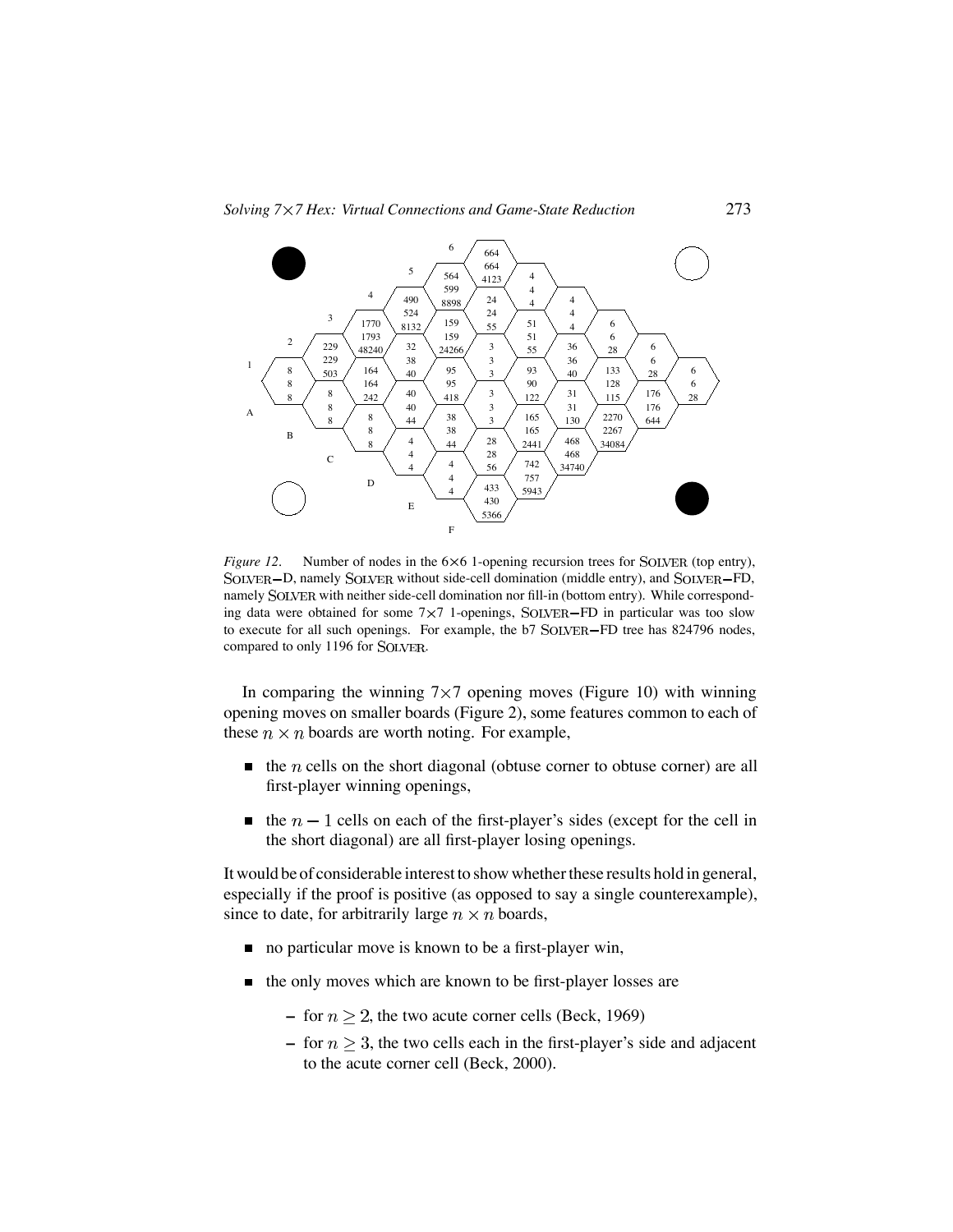*Figure 12*. Number of nodes in the 6×6 1-opening recursion trees for SOLVER (top entry), SOLVER−D, namely SOLVER without side-cell domination (middle entry), and SOLVER−FD, namely SOLVER with neither side-cell domination nor fill-in (bottom entry). While corresponding data were obtained for some 7×7 1-openings, SOLVER−FD in particular was too slow to execute for all such openings. For example, the b7 SOLVER−FD tree has 824796 nodes, compared to only 1196 for SOLVER.

In comparing the winning 7×7 opening moves (Figure 10) with winning opening moves on smaller boards (Figure 2), some features common to each of these $n \times n$ boards are worth noting. For example,

- the $n$ cells on the short diagonal (obtuse corner to obtuse corner) are all first-player winning openings,
- the $n - 1$ cells on each of the first-player's sides (except for the cell in the short diagonal) are all first-player losing openings.

It would be of considerable interest to show whether these results hold in general, especially if the proof is positive (as opposed to say a single counterexample), since to date, for arbitrarily large $n \times n$ boards,

- no particular move is known to be a first-player win,
- the only moves which are known to be first-player losses are
  - for $n \geq 2$, the two acute corner cells (Beck, 1969)
  - for $n \geq 3$, the two cells each in the first-player's side and adjacent to the acute corner cell (Beck, 2000).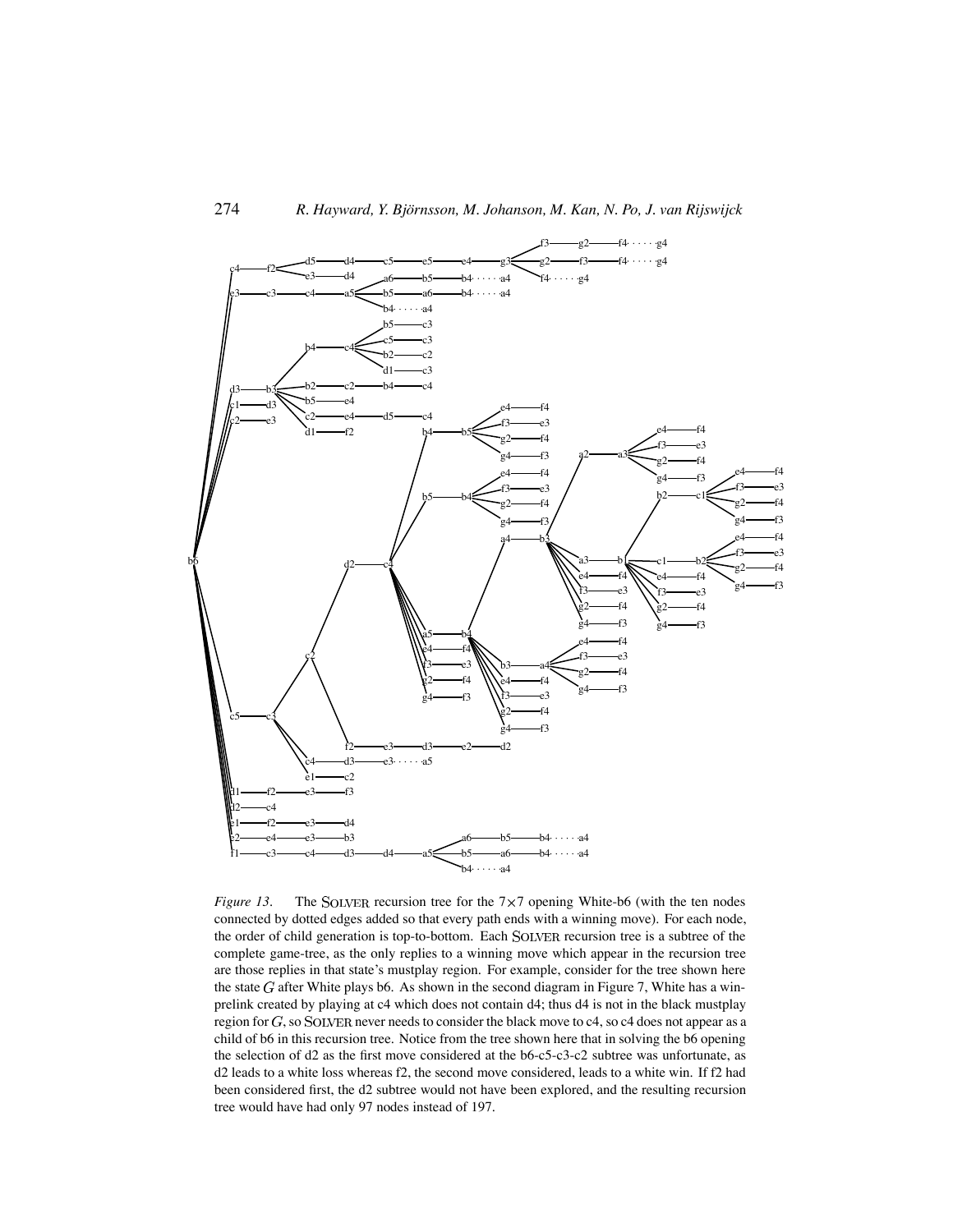*Figure 13.* The SOLVER recursion tree for the 7×7 opening White-b6 (with the ten nodes connected by dotted edges added so that every path ends with a winning move). For each node, the order of child generation is top-to-bottom. Each SOLVER recursion tree is a subtree of the complete game-tree, as the only replies to a winning move which appear in the recursion tree are those replies in that state's mustplay region. For example, consider for the tree shown here the state $G$ after White plays b6. As shown in the second diagram in Figure 7, White has a win-prelink created by playing at c4 which does not contain d4; thus d4 is not in the black mustplay region for $G$, so SOLVER never needs to consider the black move to c4, so c4 does not appear as a child of b6 in this recursion tree. Notice from the tree shown here that in solving the b6 opening the selection of d2 as the first move considered at the b6-c5-c3-c2 subtree was unfortunate, as d2 leads to a white loss whereas f2, the second move considered, leads to a white win. If f2 had been considered first, the d2 subtree would not have been explored, and the resulting recursion tree would have had only 97 nodes instead of 197.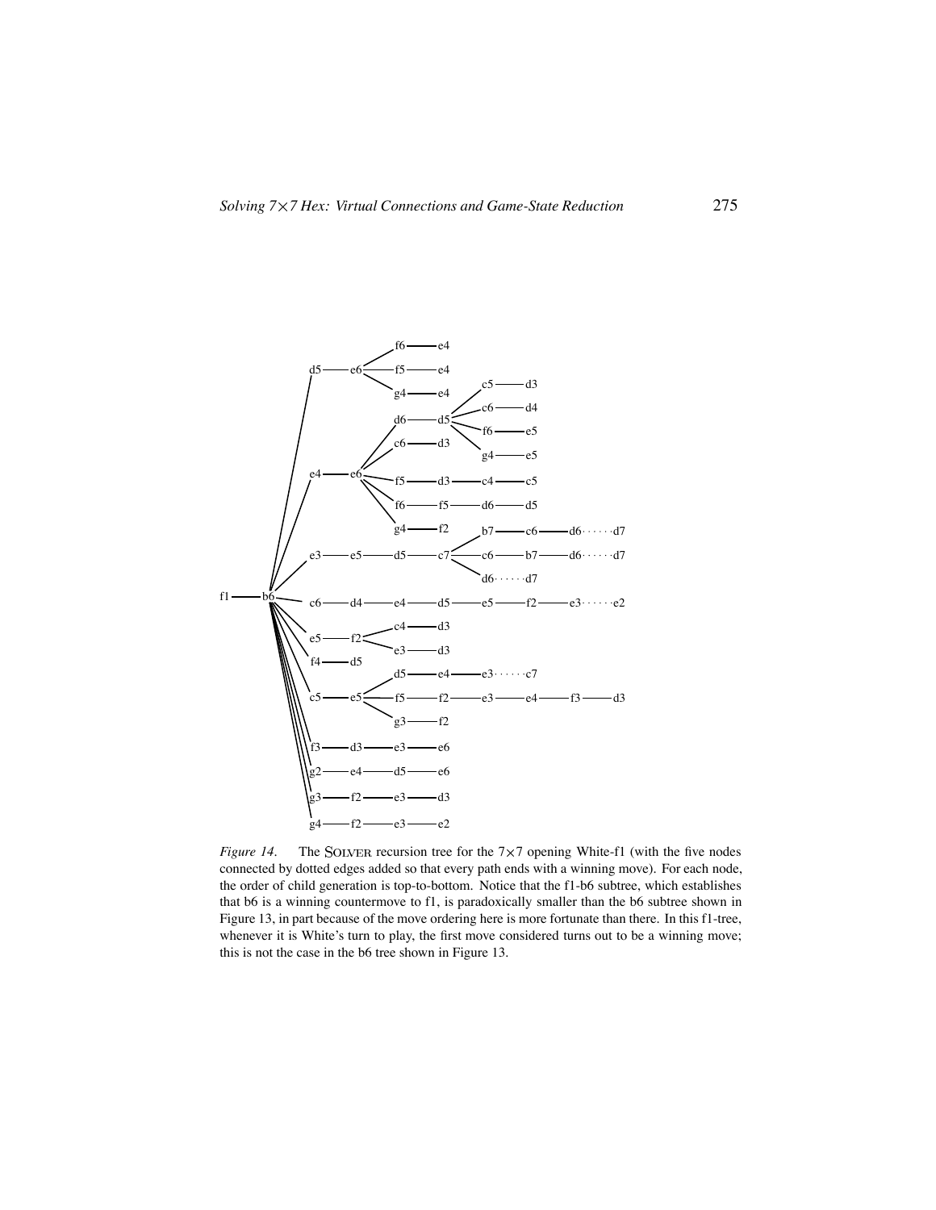*Figure 14.* The SOLVER recursion tree for the 7×7 opening White-f1 (with the five nodes connected by dotted edges added so that every path ends with a winning move). For each node, the order of child generation is top-to-bottom. Notice that the f1-b6 subtree, which establishes that b6 is a winning countermove to f1, is paradoxically smaller than the b6 subtree shown in Figure 13, in part because of the move ordering here is more fortunate than there. In this f1-tree, whenever it is White's turn to play, the first move considered turns out to be a winning move; this is not the case in the b6 tree shown in Figure 13.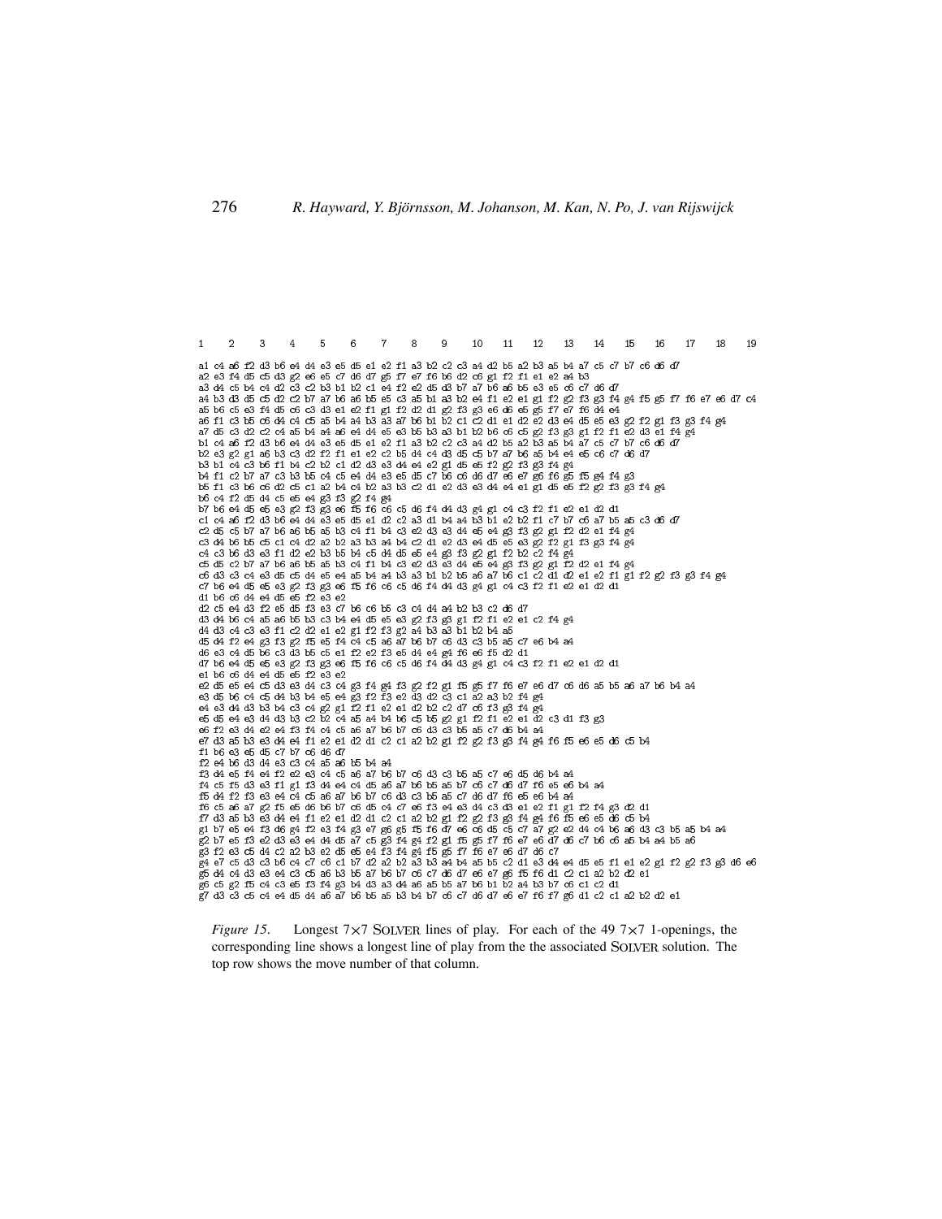```
1  2  3  4  5  6  7  8  9  10  11  12  13  14  15  16  17  18  19

a1 c4 a6 f2 d3 b6 e4 d4 e3 e5 d5 e1 e2 f1 a3 b2 c2 c3 a4 d2 b5 a2 b3 a5 b4 a7 c5 c7 b7 c6 d6 d7
a2 e3 f4 d5 c5 d3 g2 e6 e5 c7 d6 d7 g5 f7 e7 f6 b6 d2 c6 g1 f2 f1 e1 e2 a4 b3
a3 d4 c5 b4 c4 d2 c3 c2 b3 b1 b2 c1 e4 f2 e2 d5 d3 b7 a7 b6 a6 b5 e3 e5 c6 c7 d6 d7
a4 b3 d3 d5 c5 d2 c2 b7 a7 b6 a6 b5 e5 c3 a5 b1 a3 b2 e4 f1 e2 e1 g1 f2 g2 f3 g3 f4 g4 f5 g5 f7 f6 e7 e6 d7 c4
a5 b6 c5 e3 f4 d5 c6 c3 d3 e1 e2 f1 g1 f2 d2 d1 g2 f3 g3 e6 d6 e5 g5 f7 e7 f6 d4 e4
a6 f1 c3 b5 c6 d4 c4 c5 a5 b4 a4 b3 a3 a7 b6 b1 b2 c1 c2 d1 e1 d2 e2 d3 e4 d5 e5 e3 g2 f2 g1 f3 g3 f4 g4
a7 d5 c3 d2 c2 c4 a5 b4 a4 a6 e4 d4 e5 e3 b5 b3 a3 b1 b2 b6 c6 c5 g2 f3 g3 g1 f2 f1 e2 d3 e1 f4 g4
b1 c4 a6 f2 d3 b6 e4 d4 e3 e5 d5 e1 e2 f1 a3 b2 c2 c3 a4 d2 b5 a2 b3 a5 b4 a7 c5 c7 b7 c6 d6 d7
b2 e3 g2 g1 a6 b3 c3 d2 f2 f1 e1 e2 c2 b5 d4 c4 d3 d5 c5 b7 a7 b6 a5 b4 e4 e5 c6 c7 d6 d7
b3 b1 c4 c3 b6 f1 b4 c2 b2 c1 d2 d3 e3 d4 e4 e2 g1 d5 e5 f2 g2 f3 g3 f4 g4
b4 f1 c2 b7 a7 c3 b3 b5 c4 c5 e4 d4 e3 e5 d5 c7 b6 c6 d6 d7 e6 e7 g6 f6 g5 f5 g4 f4 g3
b5 f1 c3 b6 c6 d2 c5 c1 a2 b4 c4 b2 a3 b3 c2 d1 e2 d3 e3 d4 e4 e1 g1 d5 e5 f2 g2 f3 g3 f4 g4
b6 c4 f2 d5 d4 c5 e5 e4 g3 f3 g2 f4 g4
b7 b6 e4 d5 e5 e3 g2 f3 g3 e6 f5 f6 c6 c5 d6 f4 d4 d3 g4 g1 c4 c3 f2 f1 e2 e1 d2 d1
c1 c4 a6 f2 d3 b6 e4 d4 e3 e5 d5 e1 d2 c2 a3 d1 b4 a4 b3 b1 e2 b2 f1 c7 b7 c6 a7 b5 a5 c3 d6 d7
c2 d5 c5 b7 a7 b6 a6 b5 a5 b3 c4 f1 b4 c3 e2 d3 e3 d4 e5 e4 g3 f3 g2 g1 f2 d2 e1 f4 g4
c3 d4 b6 b5 c5 c1 c4 d2 a2 b2 a3 b3 a4 b4 c2 d1 e2 d3 e4 d5 e5 e3 g2 f2 g1 f3 g3 f4 g4
c4 c3 b6 d3 e3 f1 d2 e2 b3 b5 b4 c5 d4 d5 e5 e4 g3 f3 g2 g1 f2 b2 c2 f4 g4
c5 d5 c2 b7 a7 b6 a6 b5 a5 b3 c4 f1 b4 c3 e2 d3 e3 d4 e5 e4 g3 f3 g2 g1 f2 d2 e1 f4 g4
c6 d3 c3 c4 e3 d5 c5 d4 e5 e4 a5 b4 a4 b3 a3 b1 b2 b5 a6 a7 b6 c1 c2 d1 d2 e1 e2 f1 g1 f2 g2 f3 g3 f4 g4
c7 b6 e4 d5 e5 e3 g2 f3 g3 e6 f5 f6 c6 c5 d6 f4 d4 d3 g4 g1 c4 c3 f2 f1 e2 e1 d2 d1
d1 b6 c6 d4 e4 d5 e5 f2 e3 e2
d2 c5 e4 d3 f2 e5 d5 f3 e3 c7 b6 c6 b5 c3 c4 d4 a4 b2 b3 c2 d6 d7
d3 d4 b6 c4 a5 a6 b5 b3 c3 b4 e4 d5 e5 e3 g2 f3 g3 g1 f2 f1 e2 e1 c2 f4 g4
d4 d3 c4 c3 e3 f1 c2 d2 e1 e2 g1 f2 f3 g2 a4 b3 a3 b1 b2 b4 a5
d5 d4 f2 e4 g3 f3 g2 f5 e5 f4 c4 c5 a6 a7 b6 b7 c6 d3 c3 b5 a5 c7 e6 b4 a4
d6 e3 c4 d5 b6 c3 d3 b5 c5 e1 f2 e2 f3 e5 d4 e4 g4 f6 e6 f5 d2 d1
d7 b6 e4 d5 e5 e3 g2 f3 g3 e6 f5 f6 c6 c5 d6 f4 d4 d3 g4 g1 c4 c3 f2 f1 e2 e1 d2 d1
e1 b6 c6 d4 e4 d5 e5 f2 e3 e2
e2 d5 e5 e4 c5 d3 e3 d4 c3 c4 g3 f4 g4 f3 g2 f2 g1 f5 g5 f7 f6 e7 e6 d7 c6 d6 a5 b5 a6 a7 b6 b4 a4
e3 d5 b6 c4 c5 d4 b3 b4 e5 e4 g3 f2 f3 e2 d3 d2 c3 c1 a2 a3 b2 f4 g4
e4 e3 d4 d3 b3 b4 c3 c4 g2 g1 f2 f1 e2 e1 d2 b2 c2 d7 c6 f3 g3 f4 g4
e5 d5 e4 e3 d4 d3 b3 c2 b2 c4 a5 a4 b4 b6 c5 b5 g2 g1 f2 f1 e2 e1 d2 c3 d1 f3 g3
e6 f2 e3 d4 e2 e4 f3 f4 c4 c5 a6 a7 b6 b7 c6 d3 c3 b5 a5 c7 d6 b4 a4
e7 d3 a5 b3 e3 d4 e4 f1 e2 e1 d2 d1 c2 c1 a2 b2 g1 f2 g2 f3 g3 f4 g4 f6 f5 e6 e5 d6 c5 b4
f1 b6 e3 e5 d5 c7 b7 c6 d6 d7
f2 e4 b6 d3 d4 e3 c3 c4 a5 a6 b5 b4 a4
f3 d4 e5 f4 e4 f2 e2 e3 c4 c5 a6 a7 b6 b7 c6 d3 c3 b5 a5 c7 e6 d5 d6 b4 a4
f4 c5 f5 d3 e3 f1 g1 f3 d4 e4 c4 d5 a6 a7 b6 b5 a5 b7 c6 c7 d6 d7 f6 e5 e6 b4 a4
f5 d4 f2 f3 e3 e4 c4 c5 a6 a7 b6 b7 c6 d3 c3 b5 a5 c7 d6 d7 f6 e5 e6 b4 a4
f6 c5 a6 a7 g2 f5 e5 d6 b6 b7 c6 d5 c4 c7 e6 f3 e4 e3 d4 c3 d3 e1 e2 f1 g1 f2 f4 g3 d2 d1
f7 d3 a5 b3 e3 d4 e4 f1 e2 e1 d2 d1 c2 c1 a2 b2 g1 f2 g2 f3 g3 f4 g4 f6 f5 e6 e5 d6 c5 b4
g1 b7 e5 e4 f3 d6 g4 f2 e3 f4 g3 e7 g6 g5 f5 f6 d7 e6 c6 d5 c5 c7 a7 g2 e2 d4 c4 b6 a6 d3 c3 b5 a5 b4 a4
g2 b7 e5 f3 e2 d3 e3 e4 d4 d5 a7 c5 g3 f4 g4 f2 g1 f5 g5 f7 f6 e7 e6 d7 d6 c7 b6 c6 a5 b4 a4 b5 a6
g3 f2 e3 c5 d4 c2 a2 b3 e2 d5 e5 e4 f3 f4 g4 f5 g5 f7 f6 e7 e6 d7 d6 c7
g4 e7 c5 d3 c3 b6 c4 c7 c6 c1 b7 d2 a2 b2 a3 b3 a4 b4 a5 b5 c2 d1 e3 d4 e4 d5 e5 f1 e1 e2 g1 f2 g2 f3 g3 d6 e6
g5 d4 c4 d3 e3 e4 c3 c5 a6 b3 b5 a7 b6 b7 c6 c7 d6 d7 e6 e7 g6 f5 f6 d1 c2 c1 a2 b2 d2 e1
g6 c5 g2 f5 c4 c3 e5 f3 f4 g3 b4 d3 a3 d4 a6 a5 b5 a7 b6 b1 b2 a4 b3 b7 c6 c1 c2 d1
g7 d3 c3 c5 c4 e4 d5 d4 a6 a7 b6 b5 a5 b3 b4 b7 c6 c7 d6 d7 e6 e7 f6 f7 g6 d1 c2 c1 a2 b2 d2 e1
```

*Figure 15.* Longest 7×7 SOLVER lines of play. For each of the 49 7×7 1-openings, the corresponding line shows a longest line of play from the the associated SOLVER solution. The top row shows the move number of that column.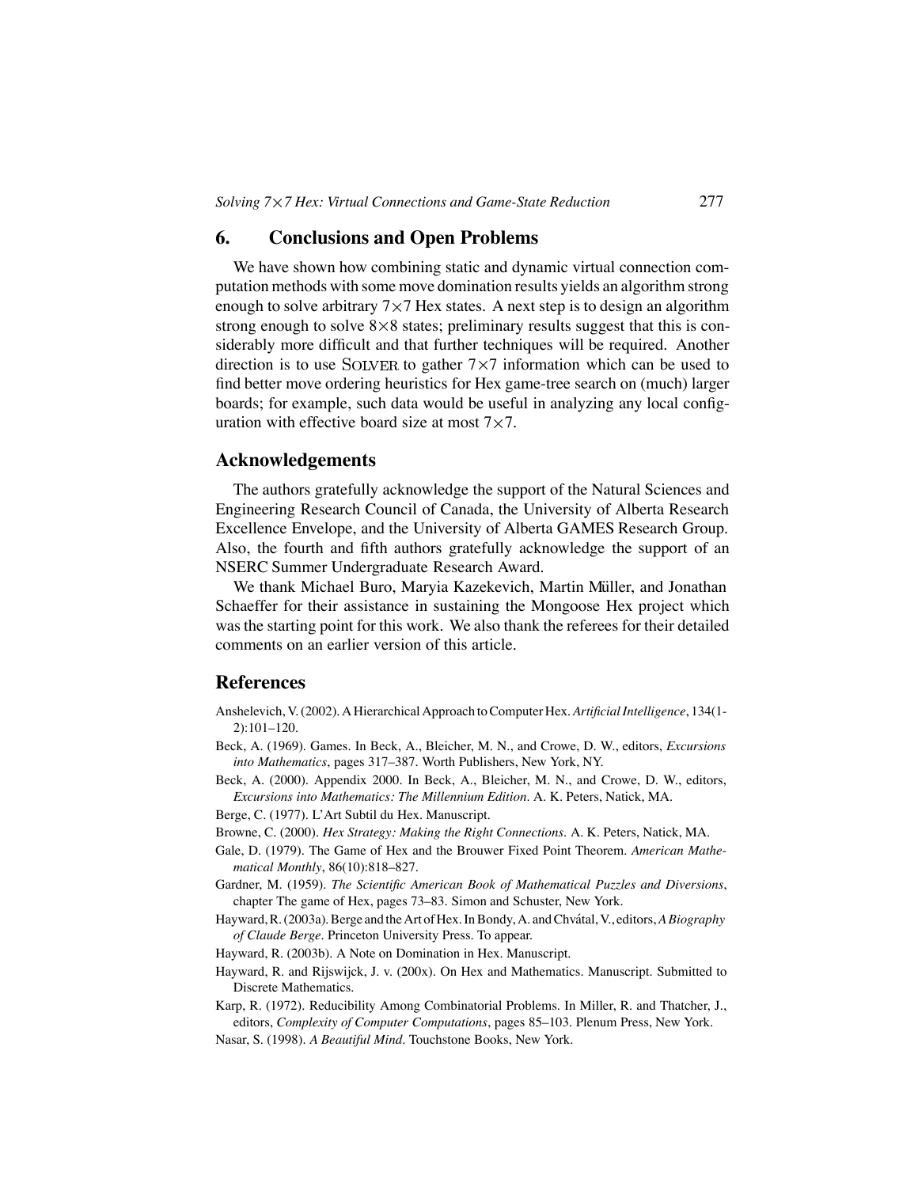## 6. Conclusions and Open Problems

We have shown how combining static and dynamic virtual connection computation methods with some move domination results yields an algorithm strong enough to solve arbitrary $7 \times 7$ Hex states. A next step is to design an algorithm strong enough to solve $8 \times 8$ states; preliminary results suggest that this is considerably more difficult and that further techniques will be required. Another direction is to use SOLVER to gather $7 \times 7$ information which can be used to find better move ordering heuristics for Hex game-tree search on (much) larger boards; for example, such data would be useful in analyzing any local configuration with effective board size at most $7 \times 7$.

## Acknowledgements

The authors gratefully acknowledge the support of the Natural Sciences and Engineering Research Council of Canada, the University of Alberta Research Excellence Envelope, and the University of Alberta GAMES Research Group. Also, the fourth and fifth authors gratefully acknowledge the support of an NSERC Summer Undergraduate Research Award.

We thank Michael Buro, Maryia Kazekevich, Martin Müller, and Jonathan Schaeffer for their assistance in sustaining the Mongoose Hex project which was the starting point for this work. We also thank the referees for their detailed comments on an earlier version of this article.

## References

Anshelevich, V. (2002). A Hierarchical Approach to Computer Hex. *Artificial Intelligence*, 134(1-2):101–120.

Beck, A. (1969). Games. In Beck, A., Bleicher, M. N., and Crowe, D. W., editors, *Excursions into Mathematics*, pages 317–387. Worth Publishers, New York, NY.

Beck, A. (2000). Appendix 2000. In Beck, A., Bleicher, M. N., and Crowe, D. W., editors, *Excursions into Mathematics: The Millennium Edition*. A. K. Peters, Natick, MA.

Berge, C. (1977). L'Art Subtil du Hex. Manuscript.

Browne, C. (2000). *Hex Strategy: Making the Right Connections*. A. K. Peters, Natick, MA.

Gale, D. (1979). The Game of Hex and the Brouwer Fixed Point Theorem. *American Mathematical Monthly*, 86(10):818–827.

Gardner, M. (1959). *The Scientific American Book of Mathematical Puzzles and Diversions*, chapter The game of Hex, pages 73–83. Simon and Schuster, New York.

Hayward, R. (2003a). Berge and the Art of Hex. In Bondy, A. and Chvátal, V., editors, *A Biography of Claude Berge*. Princeton University Press. To appear.

Hayward, R. (2003b). A Note on Domination in Hex. Manuscript.

Hayward, R. and Rijswijck, J. v. (200x). On Hex and Mathematics. Manuscript. Submitted to Discrete Mathematics.

Karp, R. (1972). Reducibility Among Combinatorial Problems. In Miller, R. and Thatcher, J., editors, *Complexity of Computer Computations*, pages 85–103. Plenum Press, New York.

Nasar, S. (1998). *A Beautiful Mind*. Touchstone Books, New York.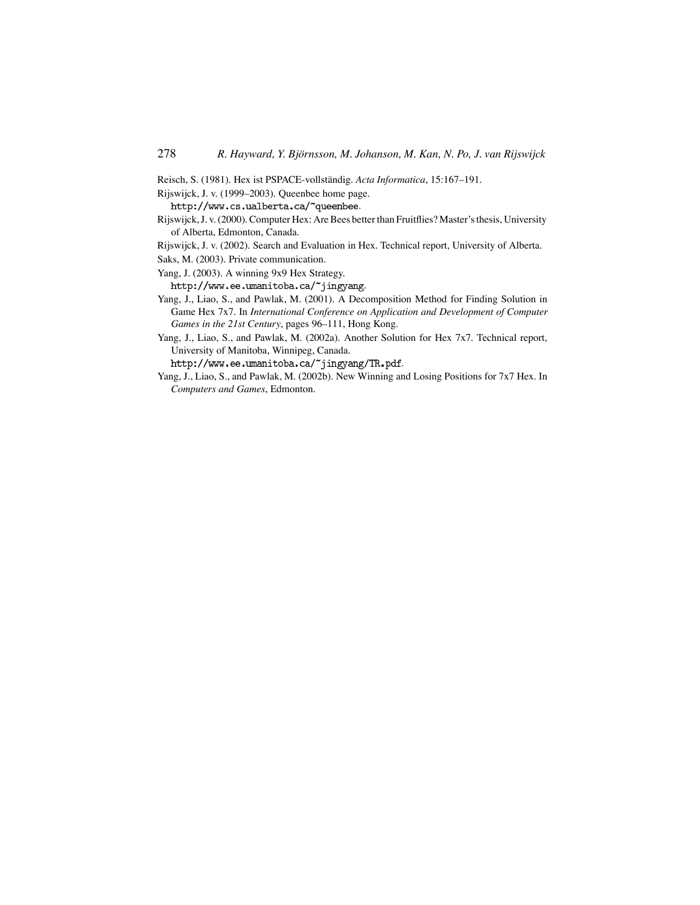Reisch, S. (1981). Hex ist PSPACE-vollständig. *Acta Informatica*, 15:167–191.

Rijswijck, J. v. (1999–2003). Queenbee home page. `http://www.cs.ualberta.ca/~queenbee`.

Rijswijck, J. v. (2000). Computer Hex: Are Bees better than Fruitflies? Master's thesis, University of Alberta, Edmonton, Canada.

Rijswijck, J. v. (2002). Search and Evaluation in Hex. Technical report, University of Alberta.

Saks, M. (2003). Private communication.

Yang, J. (2003). A winning 9x9 Hex Strategy. `http://www.ee.umanitoba.ca/~jingyang`.

Yang, J., Liao, S., and Pawlak, M. (2001). A Decomposition Method for Finding Solution in Game Hex 7x7. In *International Conference on Application and Development of Computer Games in the 21st Century*, pages 96–111, Hong Kong.

Yang, J., Liao, S., and Pawlak, M. (2002a). Another Solution for Hex 7x7. Technical report, University of Manitoba, Winnipeg, Canada. `http://www.ee.umanitoba.ca/~jingyang/TR.pdf`.

Yang, J., Liao, S., and Pawlak, M. (2002b). New Winning and Losing Positions for 7x7 Hex. In *Computers and Games*, Edmonton.